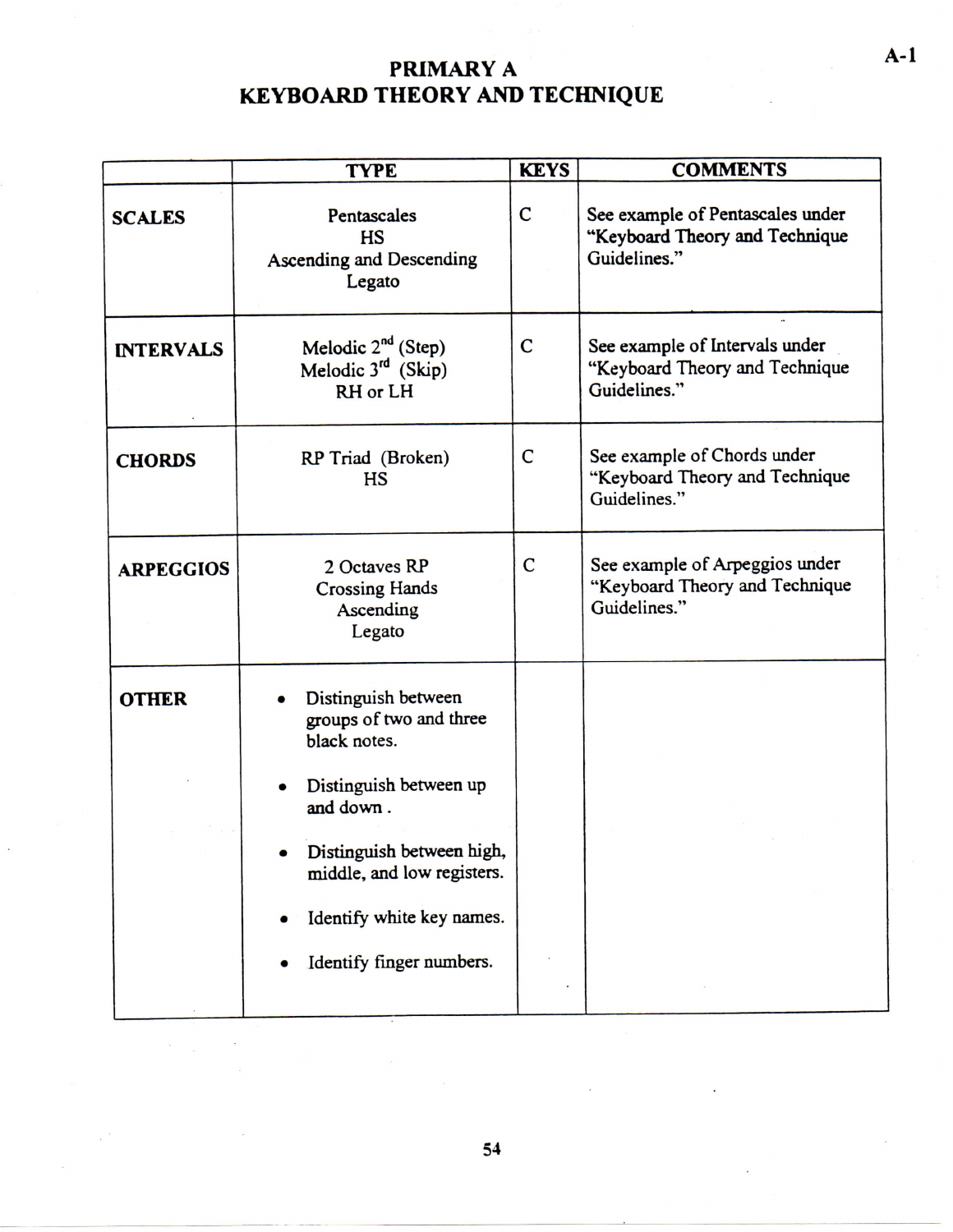# PRIMARY A
# KEYBOARD THEORY AND TECHNIQUE

| | TYPE | KEYS | COMMENTS |
|---|---|---|---|
| **SCALES** | Pentascales<br>HS<br>Ascending and Descending<br>Legato | C | See example of Pentascales under "Keyboard Theory and Technique Guidelines." |
| **INTERVALS** | Melodic 2nd (Step)<br>Melodic 3rd (Skip)<br>RH or LH | C | See example of Intervals under "Keyboard Theory and Technique Guidelines." |
| **CHORDS** | RP Triad (Broken)<br>HS | C | See example of Chords under "Keyboard Theory and Technique Guidelines." |
| **ARPEGGIOS** | 2 Octaves RP<br>Crossing Hands<br>Ascending<br>Legato | C | See example of Arpeggios under "Keyboard Theory and Technique Guidelines." |
| **OTHER** | • Distinguish between groups of two and three black notes.<br>• Distinguish between up and down .<br>• Distinguish between high, middle, and low registers.<br>• Identify white key names.<br>• Identify finger numbers. | | |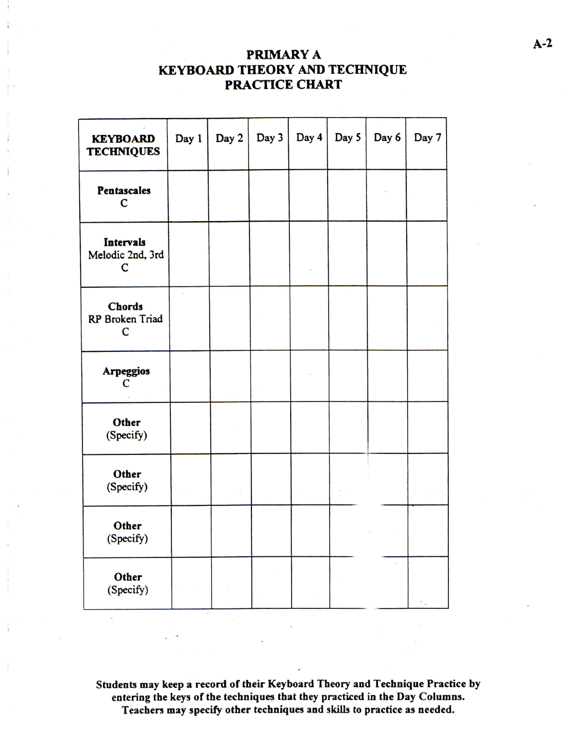# PRIMARY A
# KEYBOARD THEORY AND TECHNIQUE
# PRACTICE CHART

| KEYBOARD TECHNIQUES | Day 1 | Day 2 | Day 3 | Day 4 | Day 5 | Day 6 | Day 7 |
|---|---|---|---|---|---|---|---|
| **Pentascales** C | | | | | | | |
| **Intervals** Melodic 2nd, 3rd C | | | | | | | |
| **Chords** RP Broken Triad C | | | | | | | |
| **Arpeggios** C | | | | | | | |
| **Other** (Specify) | | | | | | | |
| **Other** (Specify) | | | | | | | |
| **Other** (Specify) | | | | | | | |
| **Other** (Specify) | | | | | | | |

**Students may keep a record of their Keyboard Theory and Technique Practice by entering the keys of the techniques that they practiced in the Day Columns. Teachers may specify other techniques and skills to practice as needed.**